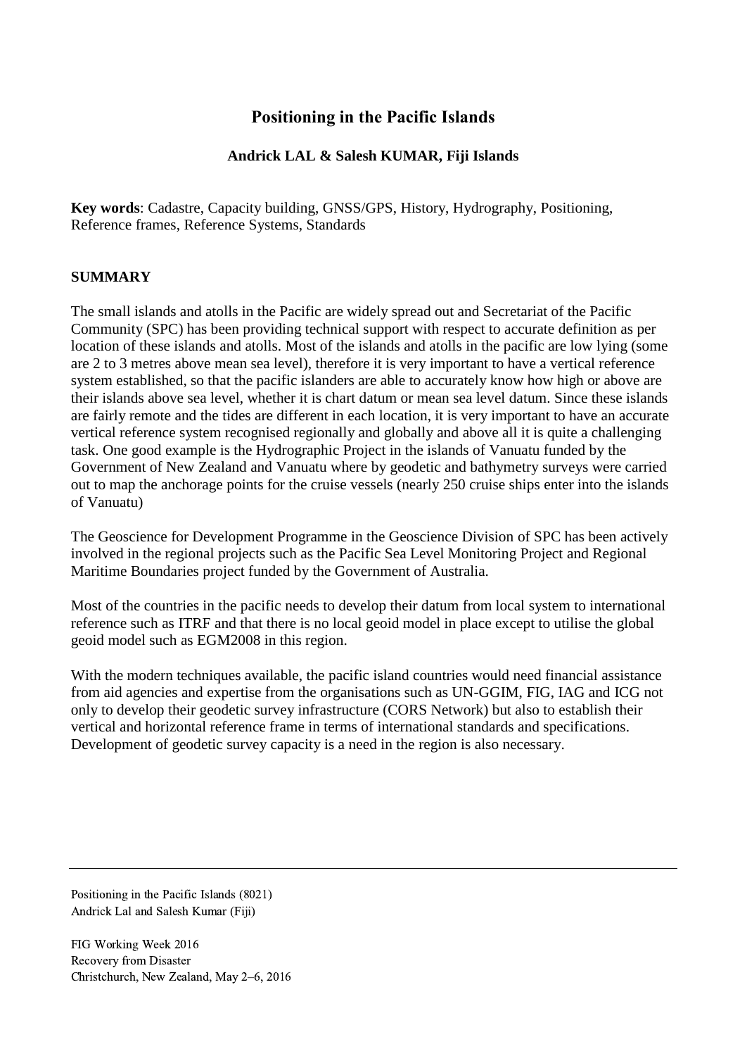# Positioning in the Pacific Islands

**Andrick LAL & Salesh KUMAR, Fiji Islands**

**Key words**: Cadastre, Capacity building, GNSS/GPS, History, Hydrography, Positioning, Reference frames, Reference Systems, Standards

## SUMMARY

The small islands and atolls in the Pacific are widely spread out and Secretariat of the Pacific Community (SPC) has been providing technical support with respect to accurate definition as per location of these islands and atolls. Most of the islands and atolls in the pacific are low lying (some are 2 to 3 metres above mean sea level), therefore it is very important to have a vertical reference system established, so that the pacific islanders are able to accurately know how high or above are their islands above sea level, whether it is chart datum or mean sea level datum. Since these islands are fairly remote and the tides are different in each location, it is very important to have an accurate vertical reference system recognised regionally and globally and above all it is quite a challenging task. One good example is the Hydrographic Project in the islands of Vanuatu funded by the Government of New Zealand and Vanuatu where by geodetic and bathymetry surveys were carried out to map the anchorage points for the cruise vessels (nearly 250 cruise ships enter into the islands of Vanuatu)

The Geoscience for Development Programme in the Geoscience Division of SPC has been actively involved in the regional projects such as the Pacific Sea Level Monitoring Project and Regional Maritime Boundaries project funded by the Government of Australia.

Most of the countries in the pacific needs to develop their datum from local system to international reference such as ITRF and that there is no local geoid model in place except to utilise the global geoid model such as EGM2008 in this region.

With the modern techniques available, the pacific island countries would need financial assistance from aid agencies and expertise from the organisations such as UN-GGIM, FIG, IAG and ICG not only to develop their geodetic survey infrastructure (CORS Network) but also to establish their vertical and horizontal reference frame in terms of international standards and specifications. Development of geodetic survey capacity is a need in the region is also necessary.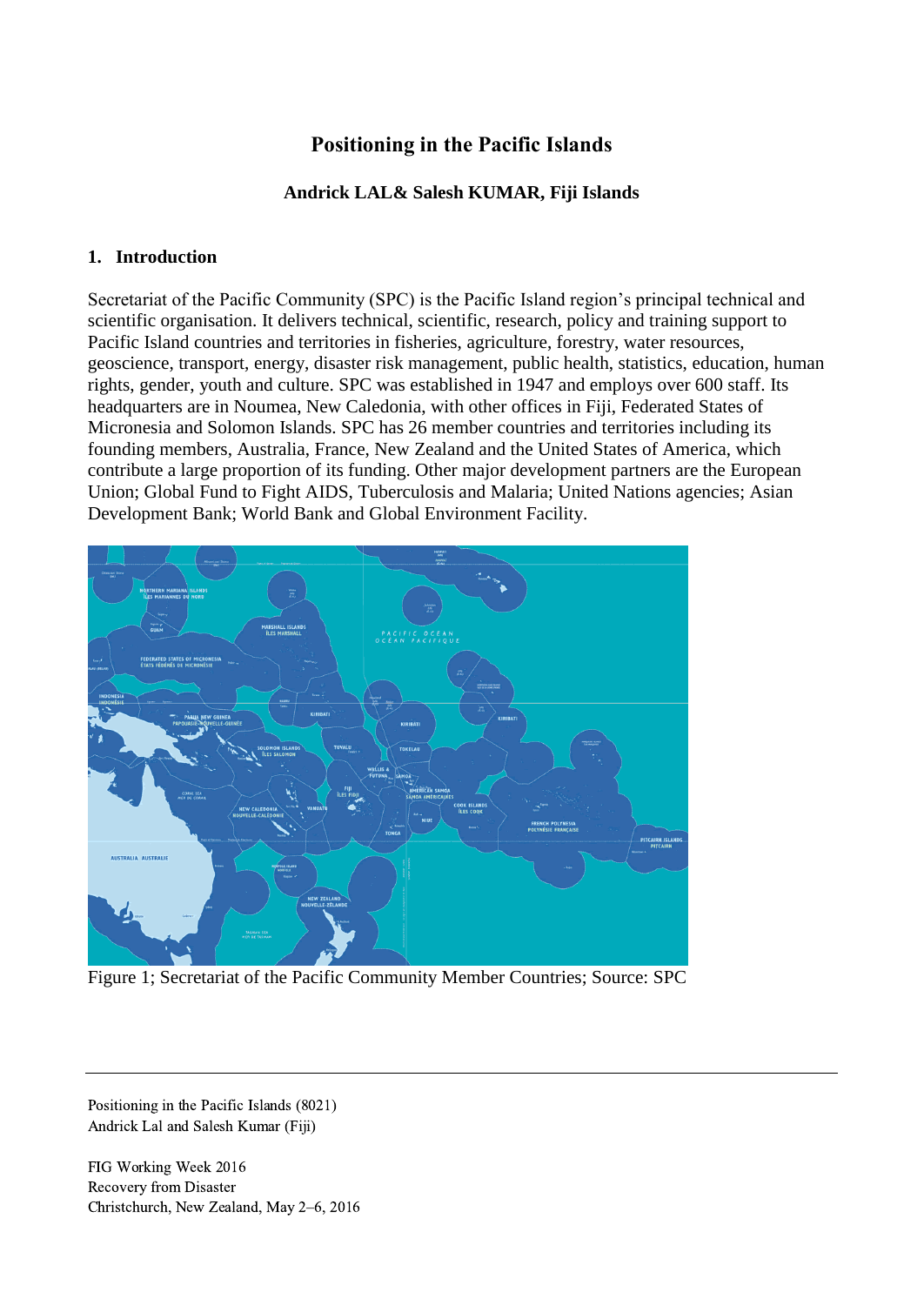# Positioning in the Pacific Islands

**Andrick LAL& Salesh KUMAR, Fiji Islands**

## 1. Introduction

Secretariat of the Pacific Community (SPC) is the Pacific Island region's principal technical and scientific organisation. It delivers technical, scientific, research, policy and training support to Pacific Island countries and territories in fisheries, agriculture, forestry, water resources, geoscience, transport, energy, disaster risk management, public health, statistics, education, human rights, gender, youth and culture. SPC was established in 1947 and employs over 600 staff. Its headquarters are in Noumea, New Caledonia, with other offices in Fiji, Federated States of Micronesia and Solomon Islands. SPC has 26 member countries and territories including its founding members, Australia, France, New Zealand and the United States of America, which contribute a large proportion of its funding. Other major development partners are the European Union; Global Fund to Fight AIDS, Tuberculosis and Malaria; United Nations agencies; Asian Development Bank; World Bank and Global Environment Facility.

Figure 1; Secretariat of the Pacific Community Member Countries; Source: SPC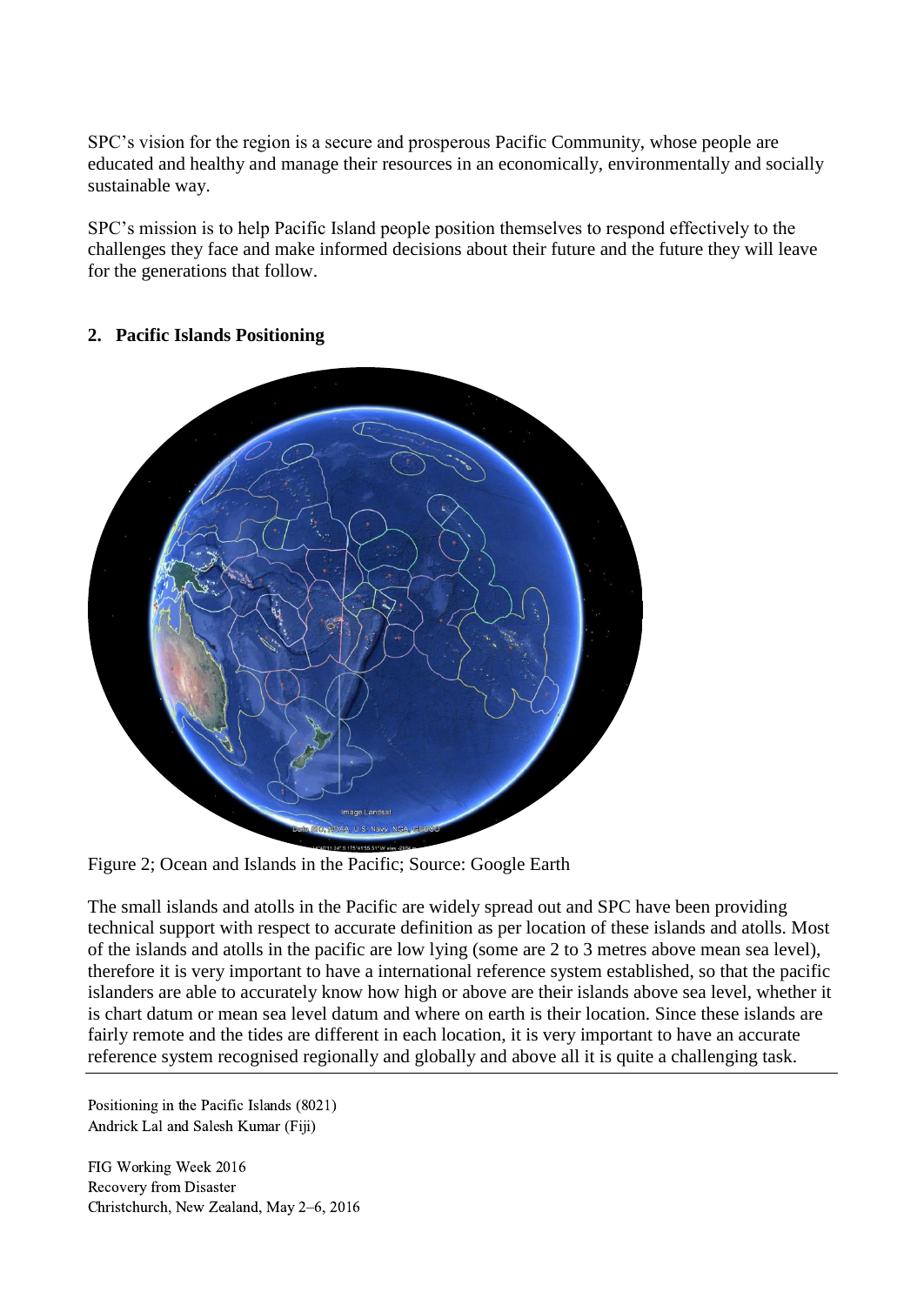SPC's vision for the region is a secure and prosperous Pacific Community, whose people are educated and healthy and manage their resources in an economically, environmentally and socially sustainable way.

SPC's mission is to help Pacific Island people position themselves to respond effectively to the challenges they face and make informed decisions about their future and the future they will leave for the generations that follow.

## 2. Pacific Islands Positioning

Figure 2; Ocean and Islands in the Pacific; Source: Google Earth

The small islands and atolls in the Pacific are widely spread out and SPC have been providing technical support with respect to accurate definition as per location of these islands and atolls. Most of the islands and atolls in the pacific are low lying (some are 2 to 3 metres above mean sea level), therefore it is very important to have a international reference system established, so that the pacific islanders are able to accurately know how high or above are their islands above sea level, whether it is chart datum or mean sea level datum and where on earth is their location. Since these islands are fairly remote and the tides are different in each location, it is very important to have an accurate reference system recognised regionally and globally and above all it is quite a challenging task.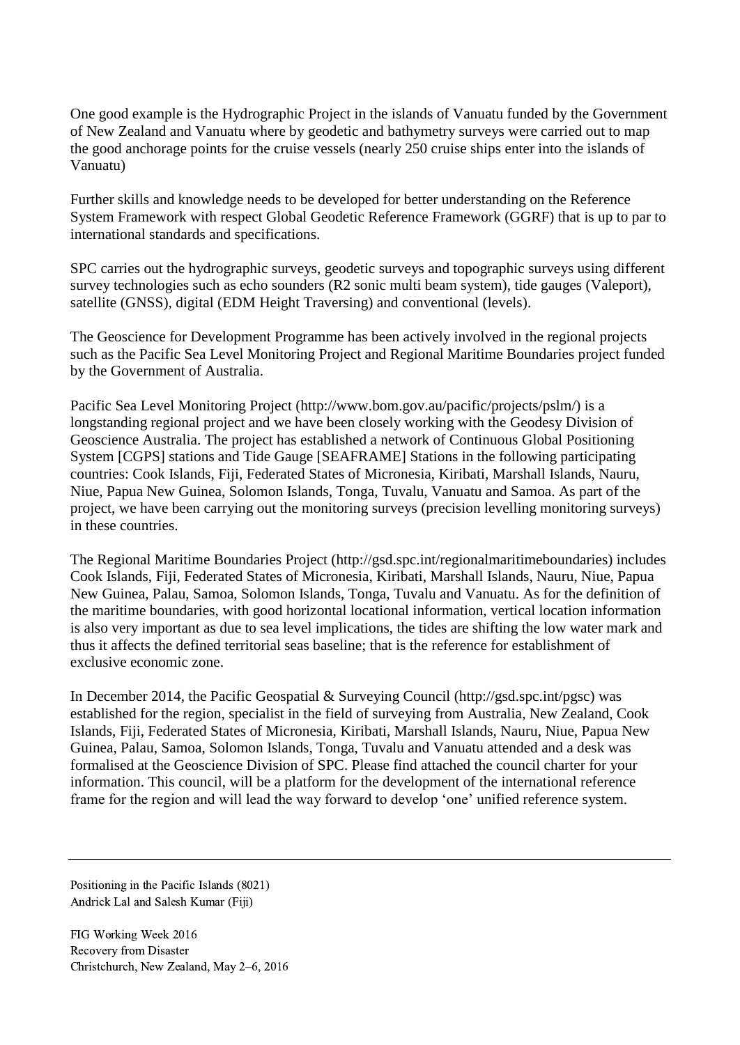One good example is the Hydrographic Project in the islands of Vanuatu funded by the Government of New Zealand and Vanuatu where by geodetic and bathymetry surveys were carried out to map the good anchorage points for the cruise vessels (nearly 250 cruise ships enter into the islands of Vanuatu)

Further skills and knowledge needs to be developed for better understanding on the Reference System Framework with respect Global Geodetic Reference Framework (GGRF) that is up to par to international standards and specifications.

SPC carries out the hydrographic surveys, geodetic surveys and topographic surveys using different survey technologies such as echo sounders (R2 sonic multi beam system), tide gauges (Valeport), satellite (GNSS), digital (EDM Height Traversing) and conventional (levels).

The Geoscience for Development Programme has been actively involved in the regional projects such as the Pacific Sea Level Monitoring Project and Regional Maritime Boundaries project funded by the Government of Australia.

Pacific Sea Level Monitoring Project (http://www.bom.gov.au/pacific/projects/pslm/) is a longstanding regional project and we have been closely working with the Geodesy Division of Geoscience Australia. The project has established a network of Continuous Global Positioning System [CGPS] stations and Tide Gauge [SEAFRAME] Stations in the following participating countries: Cook Islands, Fiji, Federated States of Micronesia, Kiribati, Marshall Islands, Nauru, Niue, Papua New Guinea, Solomon Islands, Tonga, Tuvalu, Vanuatu and Samoa. As part of the project, we have been carrying out the monitoring surveys (precision levelling monitoring surveys) in these countries.

The Regional Maritime Boundaries Project (http://gsd.spc.int/regionalmaritimeboundaries) includes Cook Islands, Fiji, Federated States of Micronesia, Kiribati, Marshall Islands, Nauru, Niue, Papua New Guinea, Palau, Samoa, Solomon Islands, Tonga, Tuvalu and Vanuatu. As for the definition of the maritime boundaries, with good horizontal locational information, vertical location information is also very important as due to sea level implications, the tides are shifting the low water mark and thus it affects the defined territorial seas baseline; that is the reference for establishment of exclusive economic zone.

In December 2014, the Pacific Geospatial & Surveying Council (http://gsd.spc.int/pgsc) was established for the region, specialist in the field of surveying from Australia, New Zealand, Cook Islands, Fiji, Federated States of Micronesia, Kiribati, Marshall Islands, Nauru, Niue, Papua New Guinea, Palau, Samoa, Solomon Islands, Tonga, Tuvalu and Vanuatu attended and a desk was formalised at the Geoscience Division of SPC. Please find attached the council charter for your information. This council, will be a platform for the development of the international reference frame for the region and will lead the way forward to develop 'one' unified reference system.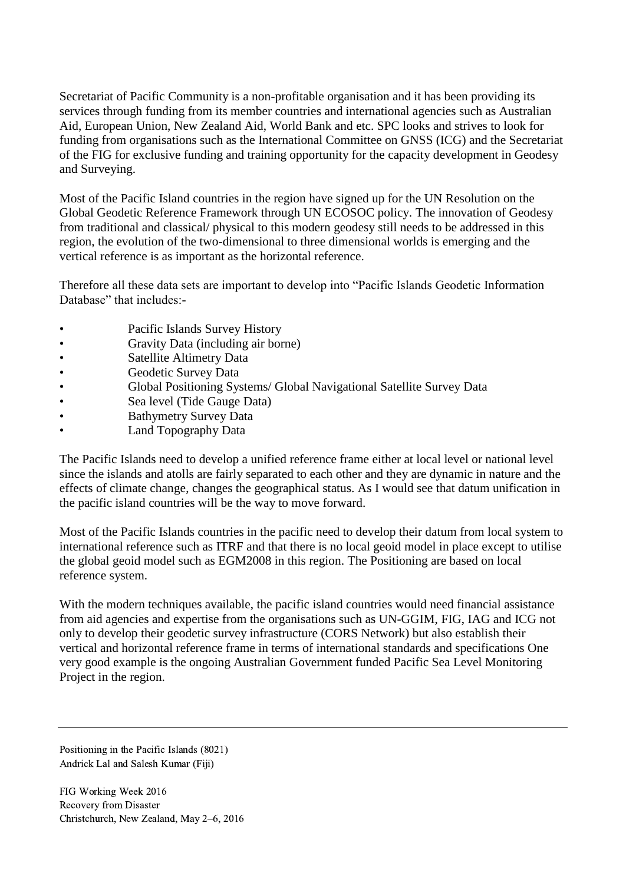Secretariat of Pacific Community is a non-profitable organisation and it has been providing its services through funding from its member countries and international agencies such as Australian Aid, European Union, New Zealand Aid, World Bank and etc. SPC looks and strives to look for funding from organisations such as the International Committee on GNSS (ICG) and the Secretariat of the FIG for exclusive funding and training opportunity for the capacity development in Geodesy and Surveying.

Most of the Pacific Island countries in the region have signed up for the UN Resolution on the Global Geodetic Reference Framework through UN ECOSOC policy. The innovation of Geodesy from traditional and classical/ physical to this modern geodesy still needs to be addressed in this region, the evolution of the two-dimensional to three dimensional worlds is emerging and the vertical reference is as important as the horizontal reference.

Therefore all these data sets are important to develop into "Pacific Islands Geodetic Information Database" that includes:-

- Pacific Islands Survey History
- Gravity Data (including air borne)
- Satellite Altimetry Data
- Geodetic Survey Data
- Global Positioning Systems/ Global Navigational Satellite Survey Data
- Sea level (Tide Gauge Data)
- Bathymetry Survey Data
- Land Topography Data

The Pacific Islands need to develop a unified reference frame either at local level or national level since the islands and atolls are fairly separated to each other and they are dynamic in nature and the effects of climate change, changes the geographical status. As I would see that datum unification in the pacific island countries will be the way to move forward.

Most of the Pacific Islands countries in the pacific need to develop their datum from local system to international reference such as ITRF and that there is no local geoid model in place except to utilise the global geoid model such as EGM2008 in this region. The Positioning are based on local reference system.

With the modern techniques available, the pacific island countries would need financial assistance from aid agencies and expertise from the organisations such as UN-GGIM, FIG, IAG and ICG not only to develop their geodetic survey infrastructure (CORS Network) but also establish their vertical and horizontal reference frame in terms of international standards and specifications One very good example is the ongoing Australian Government funded Pacific Sea Level Monitoring Project in the region.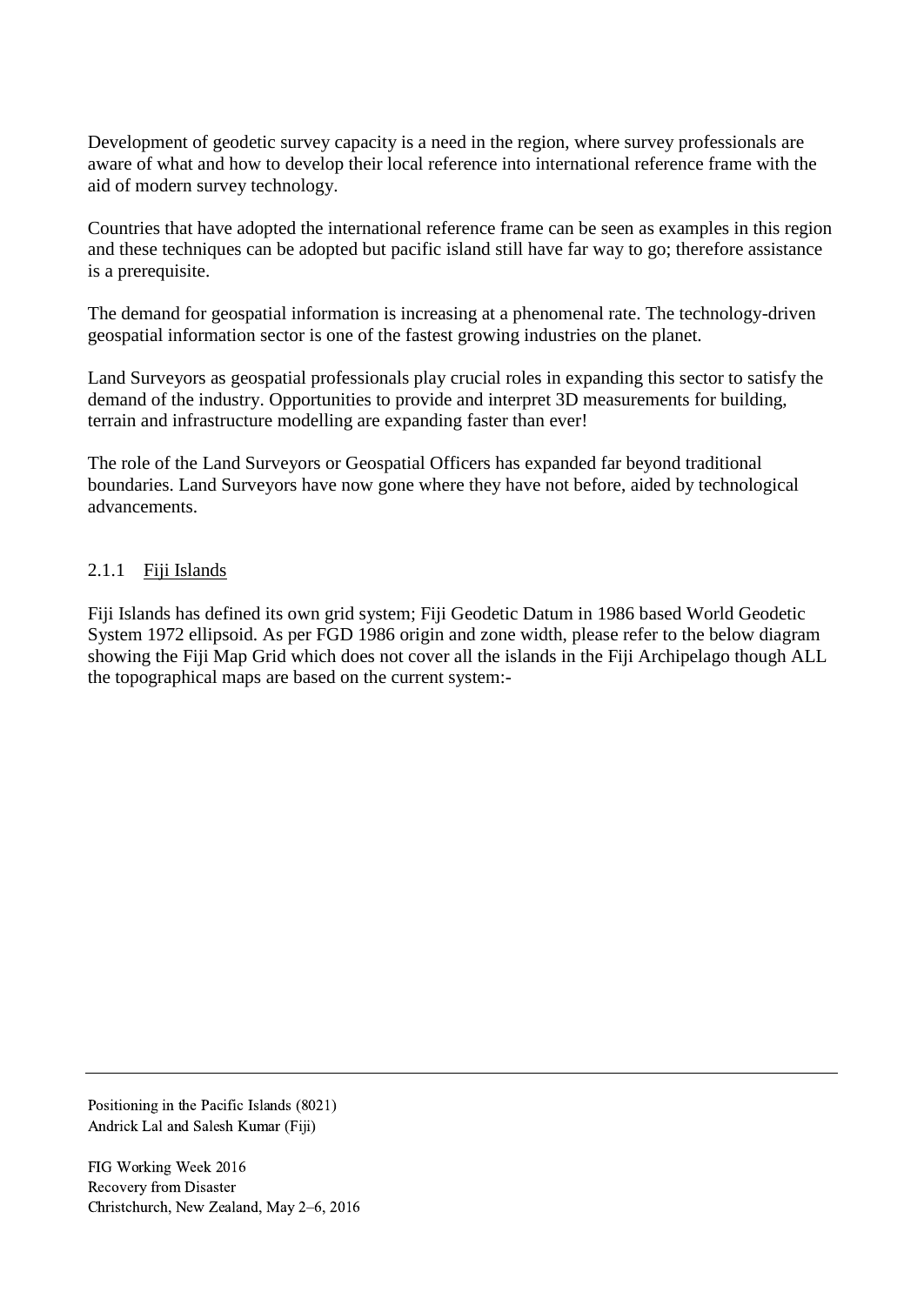Development of geodetic survey capacity is a need in the region, where survey professionals are aware of what and how to develop their local reference into international reference frame with the aid of modern survey technology.

Countries that have adopted the international reference frame can be seen as examples in this region and these techniques can be adopted but pacific island still have far way to go; therefore assistance is a prerequisite.

The demand for geospatial information is increasing at a phenomenal rate. The technology-driven geospatial information sector is one of the fastest growing industries on the planet.

Land Surveyors as geospatial professionals play crucial roles in expanding this sector to satisfy the demand of the industry. Opportunities to provide and interpret 3D measurements for building, terrain and infrastructure modelling are expanding faster than ever!

The role of the Land Surveyors or Geospatial Officers has expanded far beyond traditional boundaries. Land Surveyors have now gone where they have not before, aided by technological advancements.

### 2.1.1 Fiji Islands

Fiji Islands has defined its own grid system; Fiji Geodetic Datum in 1986 based World Geodetic System 1972 ellipsoid. As per FGD 1986 origin and zone width, please refer to the below diagram showing the Fiji Map Grid which does not cover all the islands in the Fiji Archipelago though ALL the topographical maps are based on the current system:-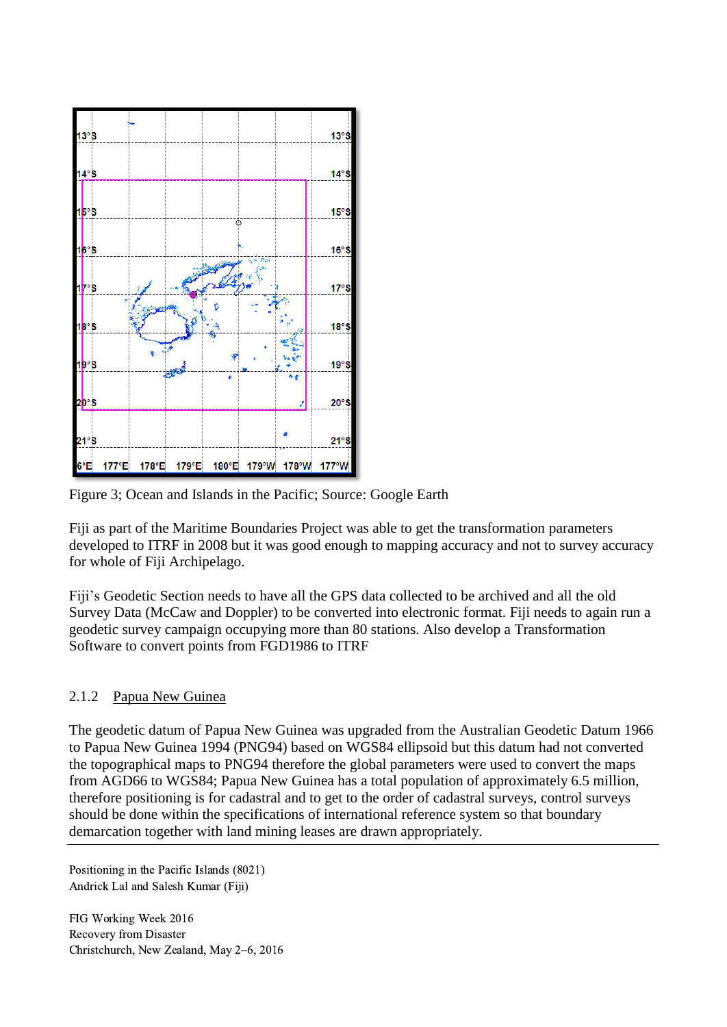Figure 3; Ocean and Islands in the Pacific; Source: Google Earth

Fiji as part of the Maritime Boundaries Project was able to get the transformation parameters developed to ITRF in 2008 but it was good enough to mapping accuracy and not to survey accuracy for whole of Fiji Archipelago.

Fiji's Geodetic Section needs to have all the GPS data collected to be archived and all the old Survey Data (McCaw and Doppler) to be converted into electronic format. Fiji needs to again run a geodetic survey campaign occupying more than 80 stations. Also develop a Transformation Software to convert points from FGD1986 to ITRF

### 2.1.2 Papua New Guinea

The geodetic datum of Papua New Guinea was upgraded from the Australian Geodetic Datum 1966 to Papua New Guinea 1994 (PNG94) based on WGS84 ellipsoid but this datum had not converted the topographical maps to PNG94 therefore the global parameters were used to convert the maps from AGD66 to WGS84; Papua New Guinea has a total population of approximately 6.5 million, therefore positioning is for cadastral and to get to the order of cadastral surveys, control surveys should be done within the specifications of international reference system so that boundary demarcation together with land mining leases are drawn appropriately.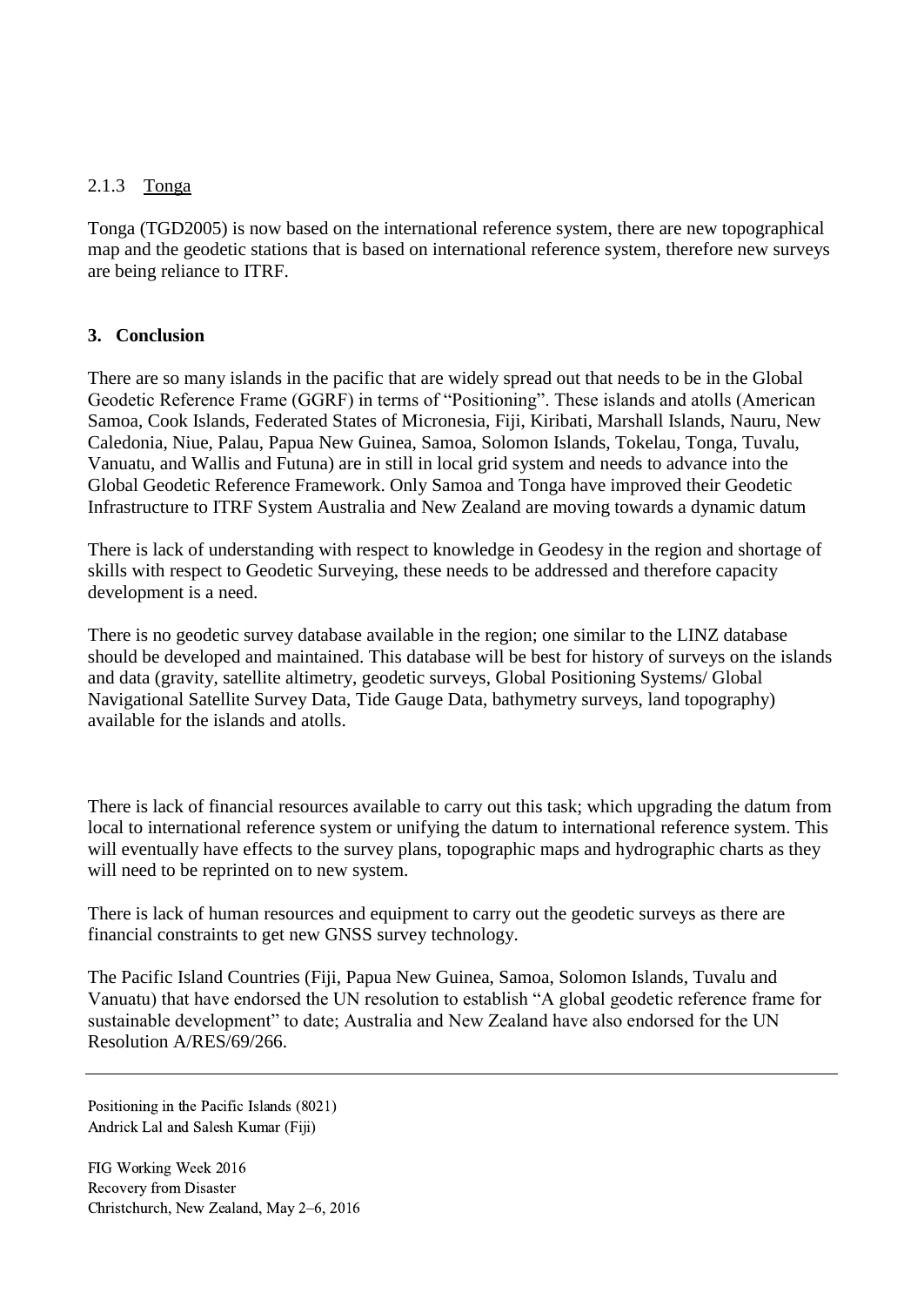### 2.1.3 Tonga

Tonga (TGD2005) is now based on the international reference system, there are new topographical map and the geodetic stations that is based on international reference system, therefore new surveys are being reliance to ITRF.

## 3. Conclusion

There are so many islands in the pacific that are widely spread out that needs to be in the Global Geodetic Reference Frame (GGRF) in terms of "Positioning". These islands and atolls (American Samoa, Cook Islands, Federated States of Micronesia, Fiji, Kiribati, Marshall Islands, Nauru, New Caledonia, Niue, Palau, Papua New Guinea, Samoa, Solomon Islands, Tokelau, Tonga, Tuvalu, Vanuatu, and Wallis and Futuna) are in still in local grid system and needs to advance into the Global Geodetic Reference Framework. Only Samoa and Tonga have improved their Geodetic Infrastructure to ITRF System Australia and New Zealand are moving towards a dynamic datum

There is lack of understanding with respect to knowledge in Geodesy in the region and shortage of skills with respect to Geodetic Surveying, these needs to be addressed and therefore capacity development is a need.

There is no geodetic survey database available in the region; one similar to the LINZ database should be developed and maintained. This database will be best for history of surveys on the islands and data (gravity, satellite altimetry, geodetic surveys, Global Positioning Systems/ Global Navigational Satellite Survey Data, Tide Gauge Data, bathymetry surveys, land topography) available for the islands and atolls.

There is lack of financial resources available to carry out this task; which upgrading the datum from local to international reference system or unifying the datum to international reference system. This will eventually have effects to the survey plans, topographic maps and hydrographic charts as they will need to be reprinted on to new system.

There is lack of human resources and equipment to carry out the geodetic surveys as there are financial constraints to get new GNSS survey technology.

The Pacific Island Countries (Fiji, Papua New Guinea, Samoa, Solomon Islands, Tuvalu and Vanuatu) that have endorsed the UN resolution to establish "A global geodetic reference frame for sustainable development" to date; Australia and New Zealand have also endorsed for the UN Resolution A/RES/69/266.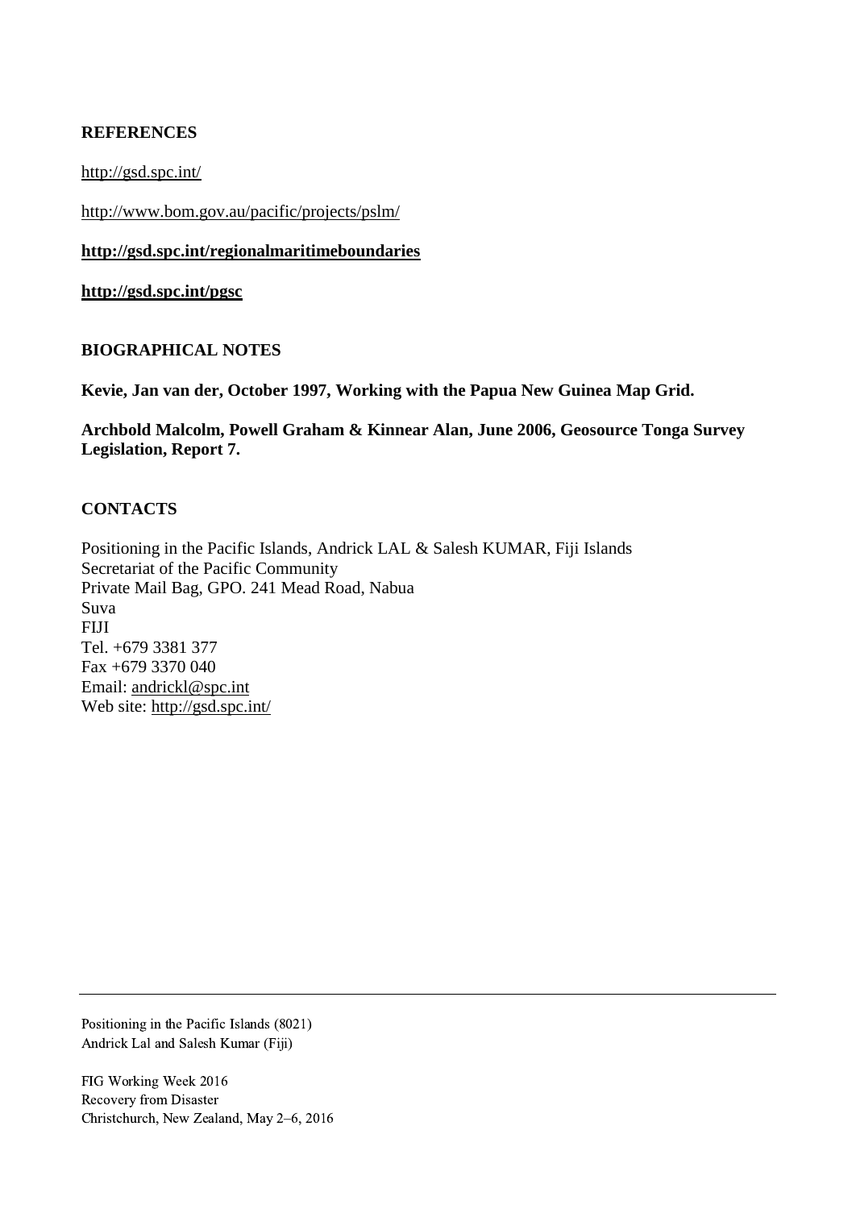## REFERENCES

http://gsd.spc.int/

http://www.bom.gov.au/pacific/projects/pslm/

**http://gsd.spc.int/regionalmaritimeboundaries**

**http://gsd.spc.int/pgsc**

## BIOGRAPHICAL NOTES

**Kevie, Jan van der, October 1997, Working with the Papua New Guinea Map Grid.**

**Archbold Malcolm, Powell Graham & Kinnear Alan, June 2006, Geosource Tonga Survey Legislation, Report 7.**

## CONTACTS

Positioning in the Pacific Islands, Andrick LAL & Salesh KUMAR, Fiji Islands
Secretariat of the Pacific Community
Private Mail Bag, GPO. 241 Mead Road, Nabua
Suva
FIJI
Tel. +679 3381 377
Fax +679 3370 040
Email: andrickl@spc.int
Web site: http://gsd.spc.int/